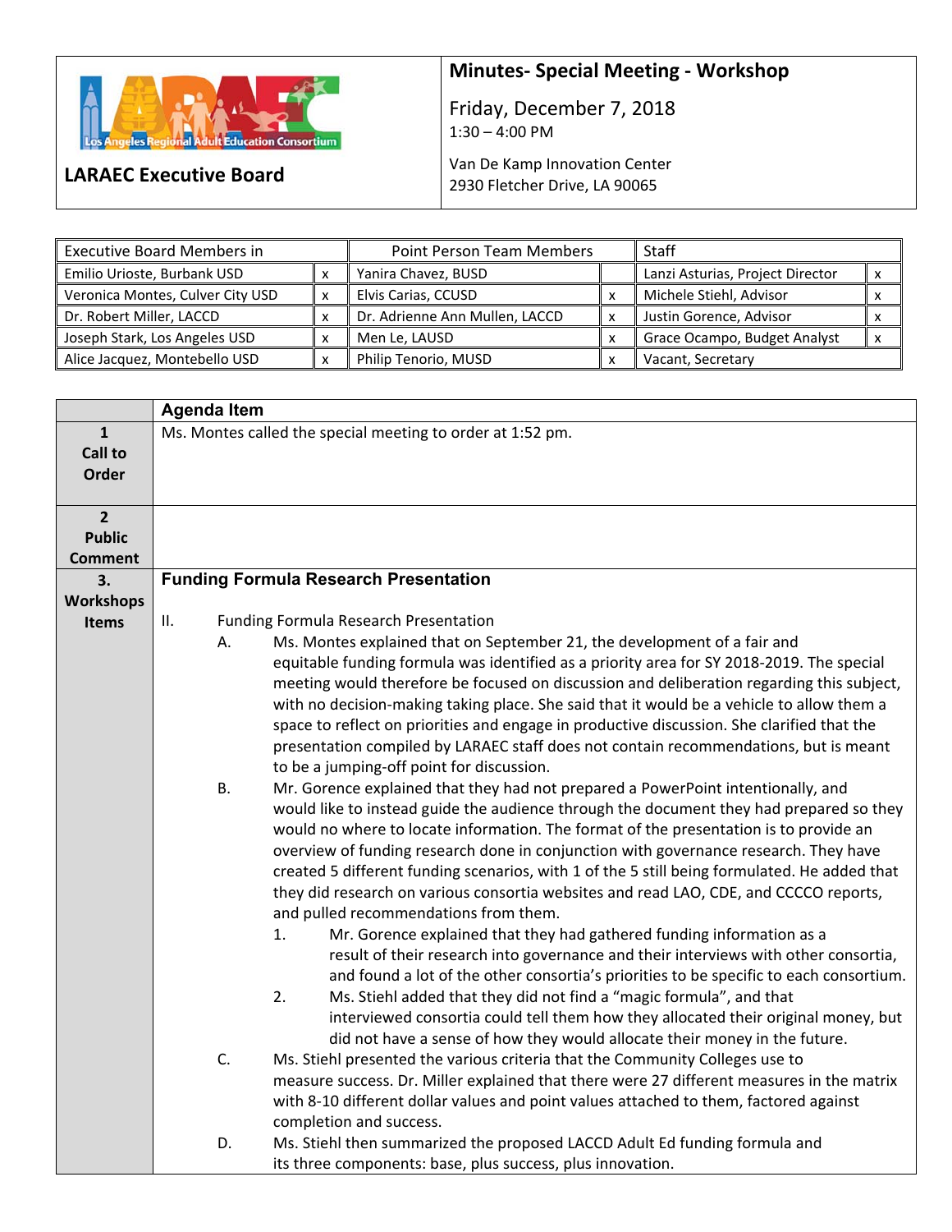LARAEC Executive Board

## Minutes- Special Meeting - Workshop

Friday, December 7, 2018
1:30 – 4:00 PM

Van De Kamp Innovation Center
2930 Fletcher Drive, LA 90065

| Executive Board Members in | | Point Person Team Members | | Staff | |
|---|---|---|---|---|---|
| Emilio Urioste, Burbank USD | x | Yanira Chavez, BUSD | | Lanzi Asturias, Project Director | x |
| Veronica Montes, Culver City USD | x | Elvis Carias, CCUSD | x | Michele Stiehl, Advisor | x |
| Dr. Robert Miller, LACCD | x | Dr. Adrienne Ann Mullen, LACCD | x | Justin Gorence, Advisor | x |
| Joseph Stark, Los Angeles USD | x | Men Le, LAUSD | x | Grace Ocampo, Budget Analyst | x |
| Alice Jacquez, Montebello USD | x | Philip Tenorio, MUSD | x | Vacant, Secretary | |

| | Agenda Item |
|---|---|
| **1 Call to Order** | Ms. Montes called the special meeting to order at 1:52 pm. |
| **2 Public Comment** | |
| **3. Workshops Items** | **Funding Formula Research Presentation** |

II. Funding Formula Research Presentation

A. Ms. Montes explained that on September 21, the development of a fair and equitable funding formula was identified as a priority area for SY 2018-2019. The special meeting would therefore be focused on discussion and deliberation regarding this subject, with no decision-making taking place. She said that it would be a vehicle to allow them a space to reflect on priorities and engage in productive discussion. She clarified that the presentation compiled by LARAEC staff does not contain recommendations, but is meant to be a jumping-off point for discussion.

B. Mr. Gorence explained that they had not prepared a PowerPoint intentionally, and would like to instead guide the audience through the document they had prepared so they would no where to locate information. The format of the presentation is to provide an overview of funding research done in conjunction with governance research. They have created 5 different funding scenarios, with 1 of the 5 still being formulated. He added that they did research on various consortia websites and read LAO, CDE, and CCCCO reports, and pulled recommendations from them.

1. Mr. Gorence explained that they had gathered funding information as a result of their research into governance and their interviews with other consortia, and found a lot of the other consortia's priorities to be specific to each consortium.
2. Ms. Stiehl added that they did not find a "magic formula", and that interviewed consortia could tell them how they allocated their original money, but did not have a sense of how they would allocate their money in the future.

C. Ms. Stiehl presented the various criteria that the Community Colleges use to measure success. Dr. Miller explained that there were 27 different measures in the matrix with 8-10 different dollar values and point values attached to them, factored against completion and success.

D. Ms. Stiehl then summarized the proposed LACCD Adult Ed funding formula and its three components: base, plus success, plus innovation.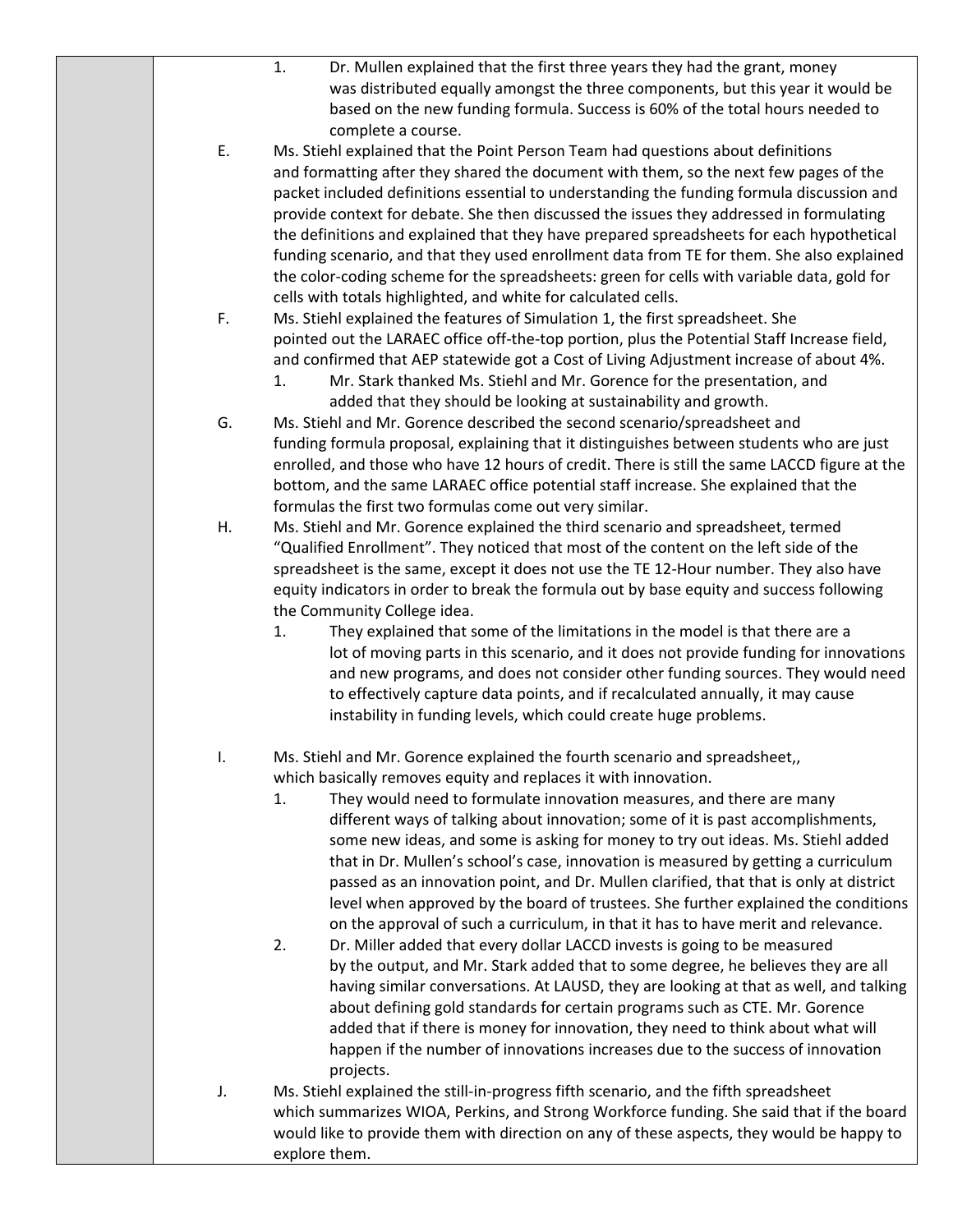1. Dr. Mullen explained that the first three years they had the grant, money was distributed equally amongst the three components, but this year it would be based on the new funding formula. Success is 60% of the total hours needed to complete a course.

E. Ms. Stiehl explained that the Point Person Team had questions about definitions and formatting after they shared the document with them, so the next few pages of the packet included definitions essential to understanding the funding formula discussion and provide context for debate. She then discussed the issues they addressed in formulating the definitions and explained that they have prepared spreadsheets for each hypothetical funding scenario, and that they used enrollment data from TE for them. She also explained the color-coding scheme for the spreadsheets: green for cells with variable data, gold for cells with totals highlighted, and white for calculated cells.

F. Ms. Stiehl explained the features of Simulation 1, the first spreadsheet. She pointed out the LARAEC office off-the-top portion, plus the Potential Staff Increase field, and confirmed that AEP statewide got a Cost of Living Adjustment increase of about 4%.

   1. Mr. Stark thanked Ms. Stiehl and Mr. Gorence for the presentation, and added that they should be looking at sustainability and growth.

G. Ms. Stiehl and Mr. Gorence described the second scenario/spreadsheet and funding formula proposal, explaining that it distinguishes between students who are just enrolled, and those who have 12 hours of credit. There is still the same LACCD figure at the bottom, and the same LARAEC office potential staff increase. She explained that the formulas the first two formulas come out very similar.

H. Ms. Stiehl and Mr. Gorence explained the third scenario and spreadsheet, termed "Qualified Enrollment". They noticed that most of the content on the left side of the spreadsheet is the same, except it does not use the TE 12-Hour number. They also have equity indicators in order to break the formula out by base equity and success following the Community College idea.

   1. They explained that some of the limitations in the model is that there are a lot of moving parts in this scenario, and it does not provide funding for innovations and new programs, and does not consider other funding sources. They would need to effectively capture data points, and if recalculated annually, it may cause instability in funding levels, which could create huge problems.

I. Ms. Stiehl and Mr. Gorence explained the fourth scenario and spreadsheet,, which basically removes equity and replaces it with innovation.

   1. They would need to formulate innovation measures, and there are many different ways of talking about innovation; some of it is past accomplishments, some new ideas, and some is asking for money to try out ideas. Ms. Stiehl added that in Dr. Mullen's school's case, innovation is measured by getting a curriculum passed as an innovation point, and Dr. Mullen clarified, that that is only at district level when approved by the board of trustees. She further explained the conditions on the approval of such a curriculum, in that it has to have merit and relevance.
   2. Dr. Miller added that every dollar LACCD invests is going to be measured by the output, and Mr. Stark added that to some degree, he believes they are all having similar conversations. At LAUSD, they are looking at that as well, and talking about defining gold standards for certain programs such as CTE. Mr. Gorence added that if there is money for innovation, they need to think about what will happen if the number of innovations increases due to the success of innovation projects.

J. Ms. Stiehl explained the still-in-progress fifth scenario, and the fifth spreadsheet which summarizes WIOA, Perkins, and Strong Workforce funding. She said that if the board would like to provide them with direction on any of these aspects, they would be happy to explore them.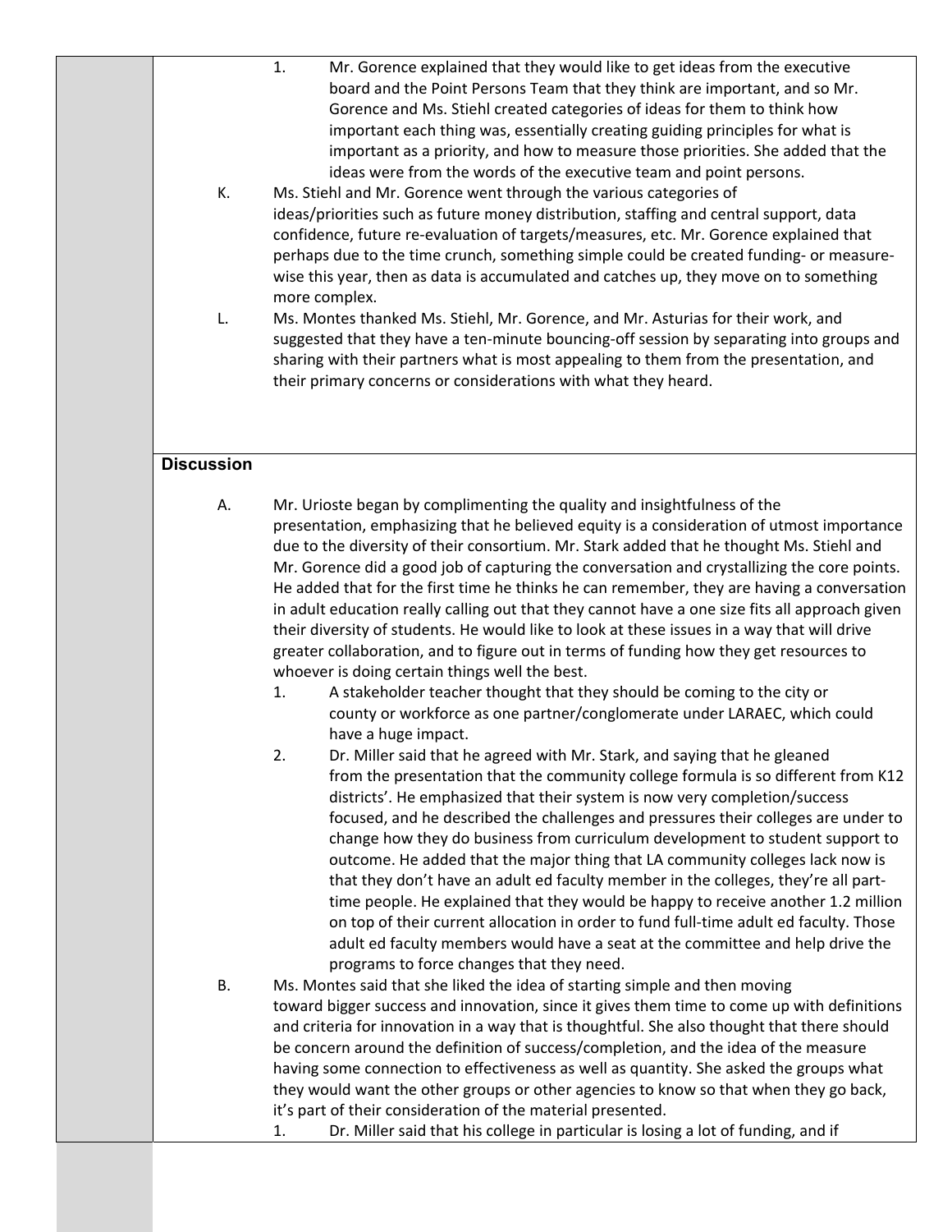1. Mr. Gorence explained that they would like to get ideas from the executive board and the Point Persons Team that they think are important, and so Mr. Gorence and Ms. Stiehl created categories of ideas for them to think how important each thing was, essentially creating guiding principles for what is important as a priority, and how to measure those priorities. She added that the ideas were from the words of the executive team and point persons.

K. Ms. Stiehl and Mr. Gorence went through the various categories of ideas/priorities such as future money distribution, staffing and central support, data confidence, future re-evaluation of targets/measures, etc. Mr. Gorence explained that perhaps due to the time crunch, something simple could be created funding- or measure-wise this year, then as data is accumulated and catches up, they move on to something more complex.

L. Ms. Montes thanked Ms. Stiehl, Mr. Gorence, and Mr. Asturias for their work, and suggested that they have a ten-minute bouncing-off session by separating into groups and sharing with their partners what is most appealing to them from the presentation, and their primary concerns or considerations with what they heard.

## Discussion

A. Mr. Urioste began by complimenting the quality and insightfulness of the presentation, emphasizing that he believed equity is a consideration of utmost importance due to the diversity of their consortium. Mr. Stark added that he thought Ms. Stiehl and Mr. Gorence did a good job of capturing the conversation and crystallizing the core points. He added that for the first time he thinks he can remember, they are having a conversation in adult education really calling out that they cannot have a one size fits all approach given their diversity of students. He would like to look at these issues in a way that will drive greater collaboration, and to figure out in terms of funding how they get resources to whoever is doing certain things well the best.

1. A stakeholder teacher thought that they should be coming to the city or county or workforce as one partner/conglomerate under LARAEC, which could have a huge impact.
2. Dr. Miller said that he agreed with Mr. Stark, and saying that he gleaned from the presentation that the community college formula is so different from K12 districts'. He emphasized that their system is now very completion/success focused, and he described the challenges and pressures their colleges are under to change how they do business from curriculum development to student support to outcome. He added that the major thing that LA community colleges lack now is that they don't have an adult ed faculty member in the colleges, they're all part-time people. He explained that they would be happy to receive another 1.2 million on top of their current allocation in order to fund full-time adult ed faculty. Those adult ed faculty members would have a seat at the committee and help drive the programs to force changes that they need.

B. Ms. Montes said that she liked the idea of starting simple and then moving toward bigger success and innovation, since it gives them time to come up with definitions and criteria for innovation in a way that is thoughtful. She also thought that there should be concern around the definition of success/completion, and the idea of the measure having some connection to effectiveness as well as quantity. She asked the groups what they would want the other groups or other agencies to know so that when they go back, it's part of their consideration of the material presented.

1. Dr. Miller said that his college in particular is losing a lot of funding, and if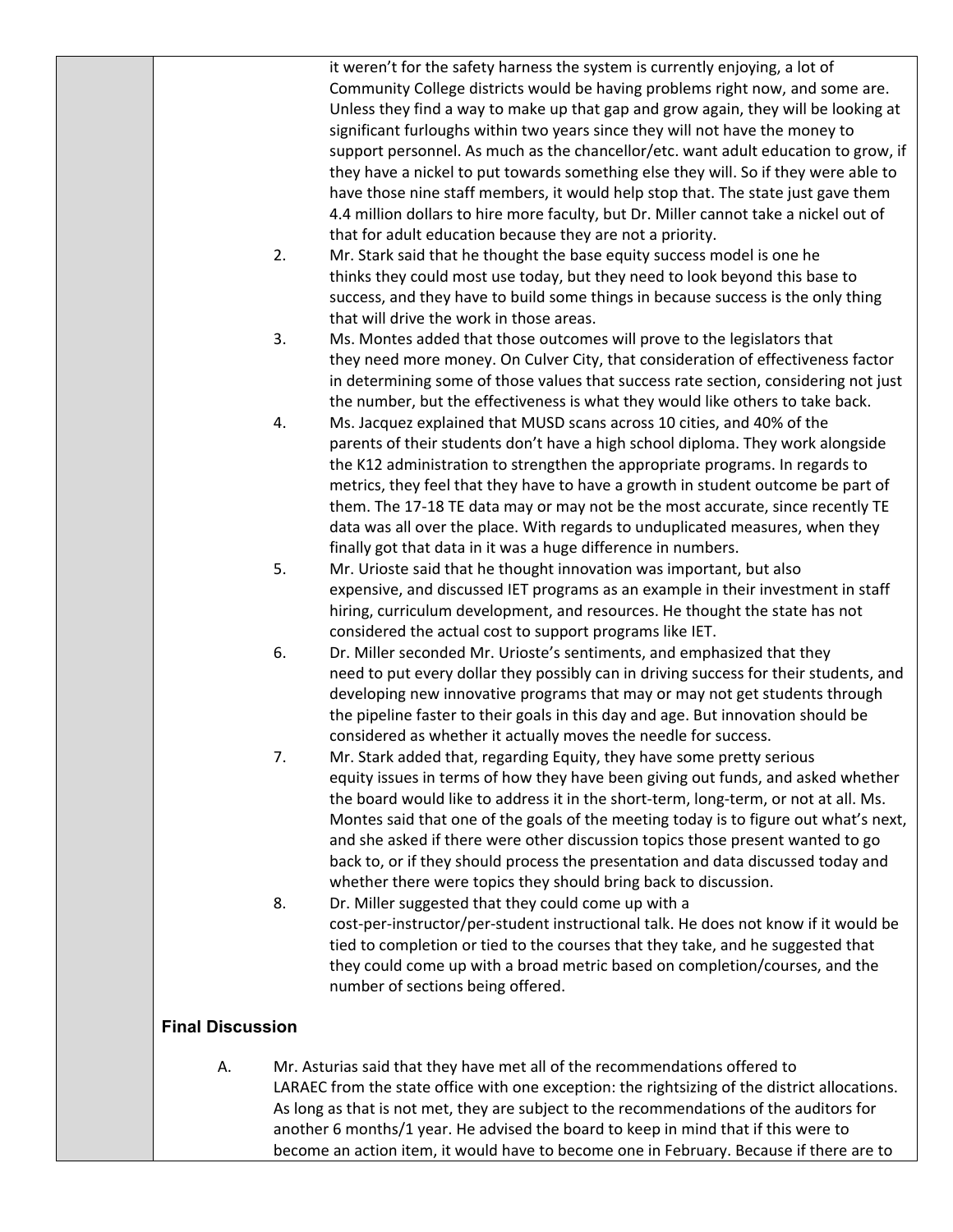it weren't for the safety harness the system is currently enjoying, a lot of Community College districts would be having problems right now, and some are. Unless they find a way to make up that gap and grow again, they will be looking at significant furloughs within two years since they will not have the money to support personnel. As much as the chancellor/etc. want adult education to grow, if they have a nickel to put towards something else they will. So if they were able to have those nine staff members, it would help stop that. The state just gave them 4.4 million dollars to hire more faculty, but Dr. Miller cannot take a nickel out of that for adult education because they are not a priority.

2. Mr. Stark said that he thought the base equity success model is one he thinks they could most use today, but they need to look beyond this base to success, and they have to build some things in because success is the only thing that will drive the work in those areas.
3. Ms. Montes added that those outcomes will prove to the legislators that they need more money. On Culver City, that consideration of effectiveness factor in determining some of those values that success rate section, considering not just the number, but the effectiveness is what they would like others to take back.
4. Ms. Jacquez explained that MUSD scans across 10 cities, and 40% of the parents of their students don't have a high school diploma. They work alongside the K12 administration to strengthen the appropriate programs. In regards to metrics, they feel that they have to have a growth in student outcome be part of them. The 17-18 TE data may or may not be the most accurate, since recently TE data was all over the place. With regards to unduplicated measures, when they finally got that data in it was a huge difference in numbers.
5. Mr. Urioste said that he thought innovation was important, but also expensive, and discussed IET programs as an example in their investment in staff hiring, curriculum development, and resources. He thought the state has not considered the actual cost to support programs like IET.
6. Dr. Miller seconded Mr. Urioste's sentiments, and emphasized that they need to put every dollar they possibly can in driving success for their students, and developing new innovative programs that may or may not get students through the pipeline faster to their goals in this day and age. But innovation should be considered as whether it actually moves the needle for success.
7. Mr. Stark added that, regarding Equity, they have some pretty serious equity issues in terms of how they have been giving out funds, and asked whether the board would like to address it in the short-term, long-term, or not at all. Ms. Montes said that one of the goals of the meeting today is to figure out what's next, and she asked if there were other discussion topics those present wanted to go back to, or if they should process the presentation and data discussed today and whether there were topics they should bring back to discussion.
8. Dr. Miller suggested that they could come up with a cost-per-instructor/per-student instructional talk. He does not know if it would be tied to completion or tied to the courses that they take, and he suggested that they could come up with a broad metric based on completion/courses, and the number of sections being offered.

**Final Discussion**

A. Mr. Asturias said that they have met all of the recommendations offered to LARAEC from the state office with one exception: the rightsizing of the district allocations. As long as that is not met, they are subject to the recommendations of the auditors for another 6 months/1 year. He advised the board to keep in mind that if this were to become an action item, it would have to become one in February. Because if there are to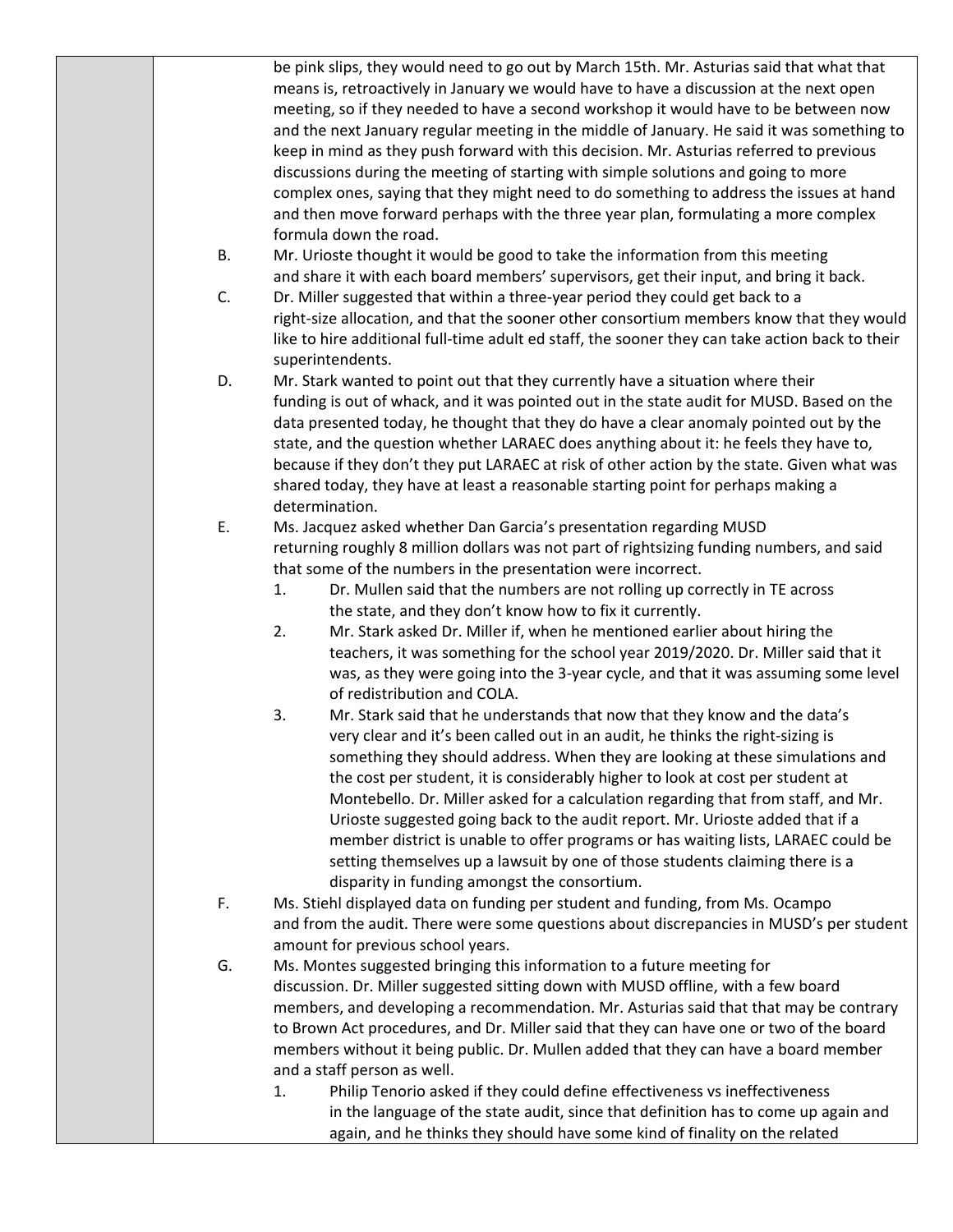be pink slips, they would need to go out by March 15th. Mr. Asturias said that what that means is, retroactively in January we would have to have a discussion at the next open meeting, so if they needed to have a second workshop it would have to be between now and the next January regular meeting in the middle of January. He said it was something to keep in mind as they push forward with this decision. Mr. Asturias referred to previous discussions during the meeting of starting with simple solutions and going to more complex ones, saying that they might need to do something to address the issues at hand and then move forward perhaps with the three year plan, formulating a more complex formula down the road.

B. Mr. Urioste thought it would be good to take the information from this meeting and share it with each board members' supervisors, get their input, and bring it back.

C. Dr. Miller suggested that within a three-year period they could get back to a right-size allocation, and that the sooner other consortium members know that they would like to hire additional full-time adult ed staff, the sooner they can take action back to their superintendents.

D. Mr. Stark wanted to point out that they currently have a situation where their funding is out of whack, and it was pointed out in the state audit for MUSD. Based on the data presented today, he thought that they do have a clear anomaly pointed out by the state, and the question whether LARAEC does anything about it: he feels they have to, because if they don't they put LARAEC at risk of other action by the state. Given what was shared today, they have at least a reasonable starting point for perhaps making a determination.

E. Ms. Jacquez asked whether Dan Garcia's presentation regarding MUSD returning roughly 8 million dollars was not part of rightsizing funding numbers, and said that some of the numbers in the presentation were incorrect.

   1. Dr. Mullen said that the numbers are not rolling up correctly in TE across the state, and they don't know how to fix it currently.
   2. Mr. Stark asked Dr. Miller if, when he mentioned earlier about hiring the teachers, it was something for the school year 2019/2020. Dr. Miller said that it was, as they were going into the 3-year cycle, and that it was assuming some level of redistribution and COLA.
   3. Mr. Stark said that he understands that now that they know and the data's very clear and it's been called out in an audit, he thinks the right-sizing is something they should address. When they are looking at these simulations and the cost per student, it is considerably higher to look at cost per student at Montebello. Dr. Miller asked for a calculation regarding that from staff, and Mr. Urioste suggested going back to the audit report. Mr. Urioste added that if a member district is unable to offer programs or has waiting lists, LARAEC could be setting themselves up a lawsuit by one of those students claiming there is a disparity in funding amongst the consortium.

F. Ms. Stiehl displayed data on funding per student and funding, from Ms. Ocampo and from the audit. There were some questions about discrepancies in MUSD's per student amount for previous school years.

G. Ms. Montes suggested bringing this information to a future meeting for discussion. Dr. Miller suggested sitting down with MUSD offline, with a few board members, and developing a recommendation. Mr. Asturias said that that may be contrary to Brown Act procedures, and Dr. Miller said that they can have one or two of the board members without it being public. Dr. Mullen added that they can have a board member and a staff person as well.

   1. Philip Tenorio asked if they could define effectiveness vs ineffectiveness in the language of the state audit, since that definition has to come up again and again, and he thinks they should have some kind of finality on the related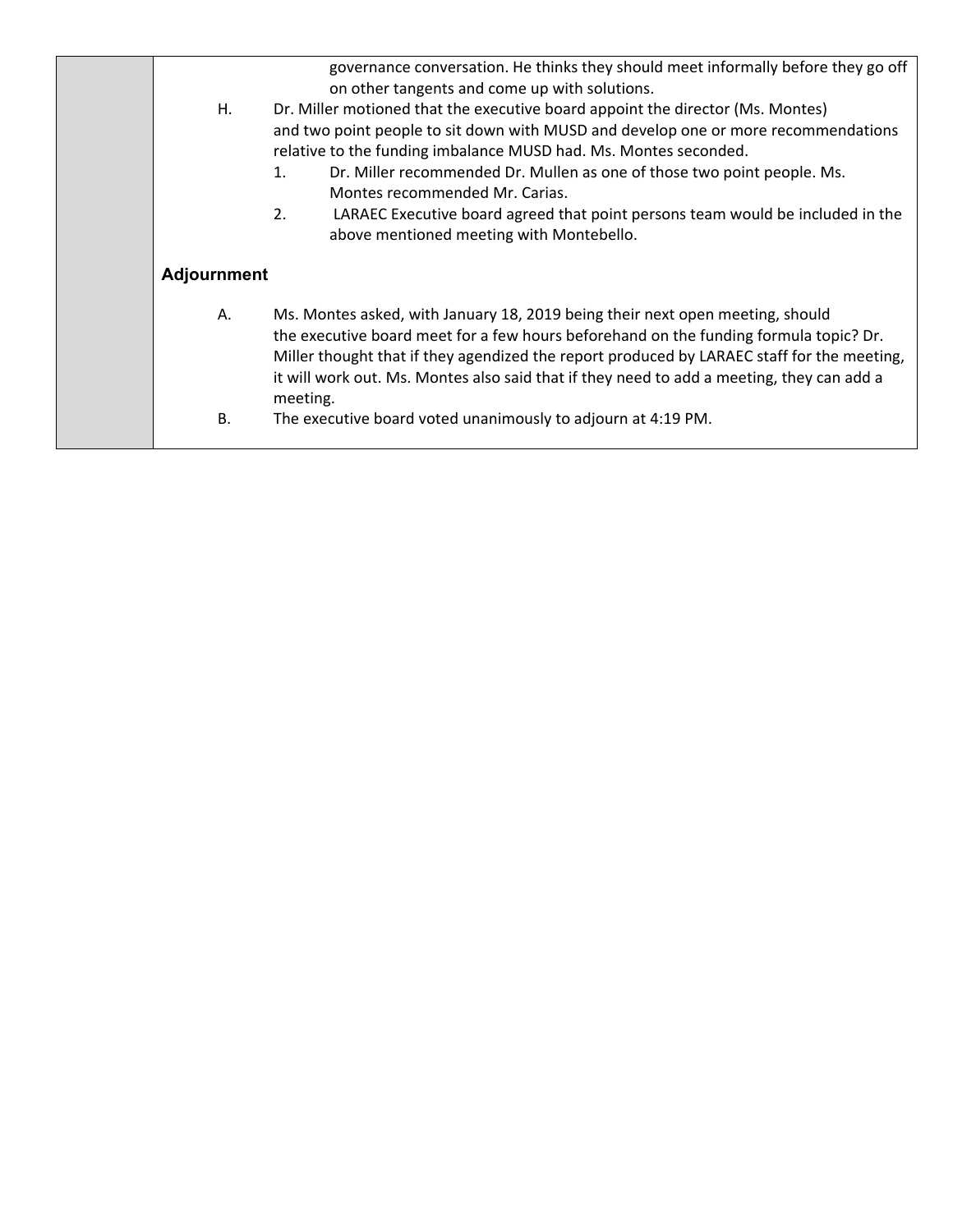governance conversation. He thinks they should meet informally before they go off on other tangents and come up with solutions.

H. Dr. Miller motioned that the executive board appoint the director (Ms. Montes) and two point people to sit down with MUSD and develop one or more recommendations relative to the funding imbalance MUSD had. Ms. Montes seconded.
   1. Dr. Miller recommended Dr. Mullen as one of those two point people. Ms. Montes recommended Mr. Carias.
   2. LARAEC Executive board agreed that point persons team would be included in the above mentioned meeting with Montebello.

## Adjournment

A. Ms. Montes asked, with January 18, 2019 being their next open meeting, should the executive board meet for a few hours beforehand on the funding formula topic? Dr. Miller thought that if they agendized the report produced by LARAEC staff for the meeting, it will work out. Ms. Montes also said that if they need to add a meeting, they can add a meeting.

B. The executive board voted unanimously to adjourn at 4:19 PM.